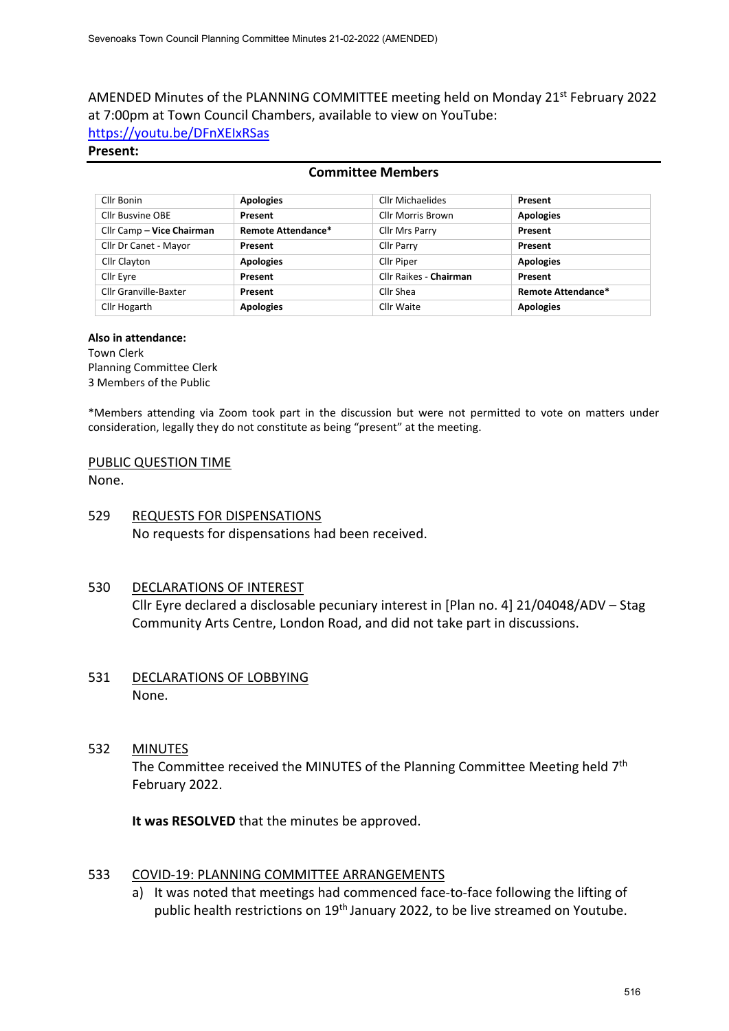AMENDED Minutes of the PLANNING COMMITTEE meeting held on Monday 21st February 2022 at 7:00pm at Town Council Chambers, available to view on YouTube: [https://youtu.be/DFnXEIxRSas](https://youtu.be/DFnXEIxRSas)

**Present:**

**Committee Members**

| | | | |
|---|---|---|---|
| Cllr Bonin | **Apologies** | Cllr Michaelides | **Present** |
| Cllr Busvine OBE | **Present** | Cllr Morris Brown | **Apologies** |
| Cllr Camp – **Vice Chairman** | **Remote Attendance*** | Cllr Mrs Parry | **Present** |
| Cllr Dr Canet - Mayor | **Present** | Cllr Parry | **Present** |
| Cllr Clayton | **Apologies** | Cllr Piper | **Apologies** |
| Cllr Eyre | **Present** | Cllr Raikes - **Chairman** | **Present** |
| Cllr Granville-Baxter | **Present** | Cllr Shea | **Remote Attendance*** |
| Cllr Hogarth | **Apologies** | Cllr Waite | **Apologies** |

**Also in attendance:**
Town Clerk
Planning Committee Clerk
3 Members of the Public

*Members attending via Zoom took part in the discussion but were not permitted to vote on matters under consideration, legally they do not constitute as being "present" at the meeting.

PUBLIC QUESTION TIME
None.

529 REQUESTS FOR DISPENSATIONS
No requests for dispensations had been received.

530 DECLARATIONS OF INTEREST
Cllr Eyre declared a disclosable pecuniary interest in [Plan no. 4] 21/04048/ADV – Stag Community Arts Centre, London Road, and did not take part in discussions.

531 DECLARATIONS OF LOBBYING
None.

532 MINUTES
The Committee received the MINUTES of the Planning Committee Meeting held 7th February 2022.

**It was RESOLVED** that the minutes be approved.

533 COVID-19: PLANNING COMMITTEE ARRANGEMENTS

a) It was noted that meetings had commenced face-to-face following the lifting of public health restrictions on 19th January 2022, to be live streamed on Youtube.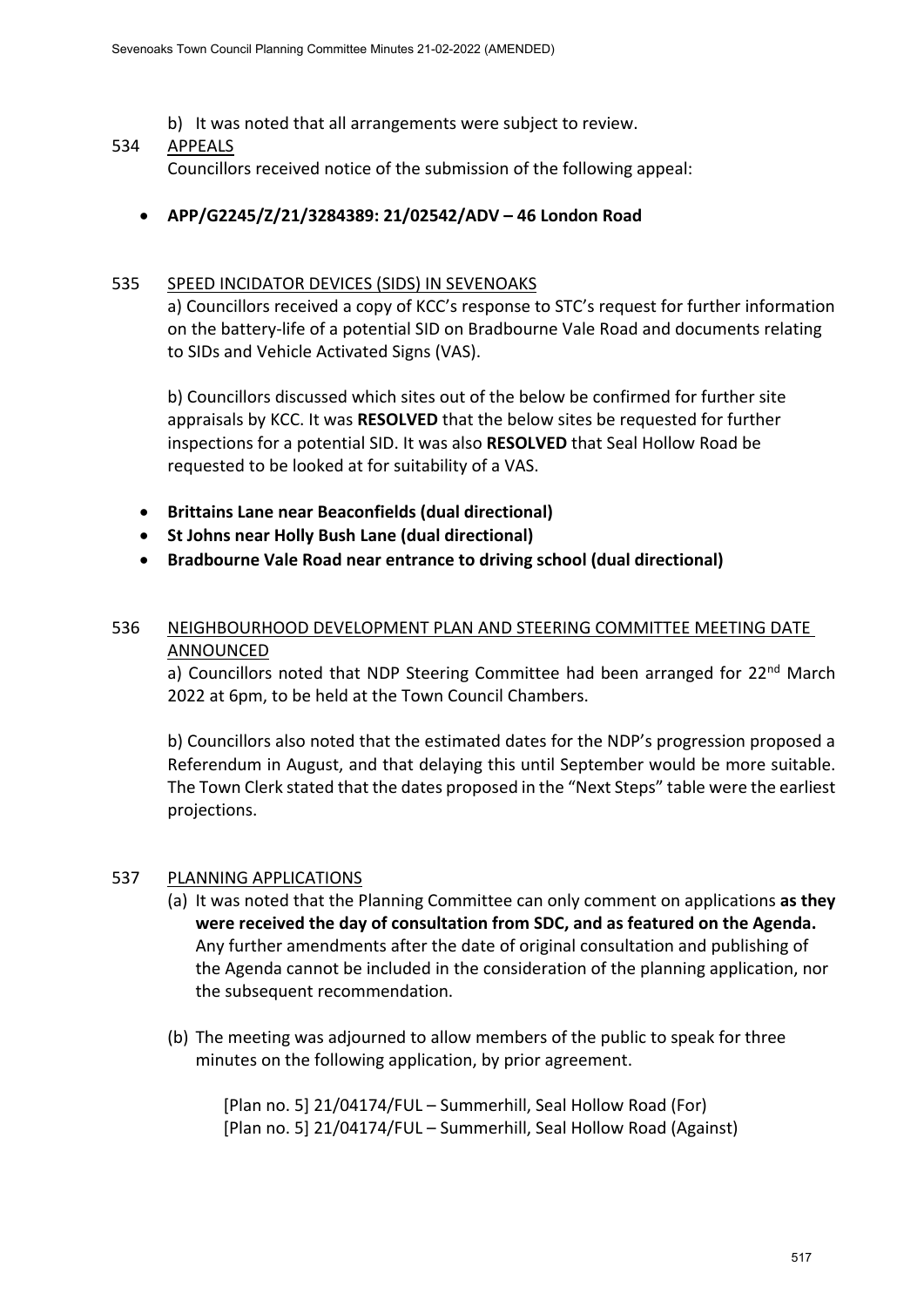b) It was noted that all arrangements were subject to review.

534 APPEALS

Councillors received notice of the submission of the following appeal:

- **APP/G2245/Z/21/3284389: 21/02542/ADV – 46 London Road**

535 SPEED INCIDATOR DEVICES (SIDS) IN SEVENOAKS

a) Councillors received a copy of KCC's response to STC's request for further information on the battery-life of a potential SID on Bradbourne Vale Road and documents relating to SIDs and Vehicle Activated Signs (VAS).

b) Councillors discussed which sites out of the below be confirmed for further site appraisals by KCC. It was **RESOLVED** that the below sites be requested for further inspections for a potential SID. It was also **RESOLVED** that Seal Hollow Road be requested to be looked at for suitability of a VAS.

- **Brittains Lane near Beaconfields (dual directional)**
- **St Johns near Holly Bush Lane (dual directional)**
- **Bradbourne Vale Road near entrance to driving school (dual directional)**

536 NEIGHBOURHOOD DEVELOPMENT PLAN AND STEERING COMMITTEE MEETING DATE ANNOUNCED

a) Councillors noted that NDP Steering Committee had been arranged for 22nd March 2022 at 6pm, to be held at the Town Council Chambers.

b) Councillors also noted that the estimated dates for the NDP's progression proposed a Referendum in August, and that delaying this until September would be more suitable. The Town Clerk stated that the dates proposed in the "Next Steps" table were the earliest projections.

537 PLANNING APPLICATIONS

(a) It was noted that the Planning Committee can only comment on applications **as they were received the day of consultation from SDC, and as featured on the Agenda.** Any further amendments after the date of original consultation and publishing of the Agenda cannot be included in the consideration of the planning application, nor the subsequent recommendation.

(b) The meeting was adjourned to allow members of the public to speak for three minutes on the following application, by prior agreement.

[Plan no. 5] 21/04174/FUL – Summerhill, Seal Hollow Road (For)
[Plan no. 5] 21/04174/FUL – Summerhill, Seal Hollow Road (Against)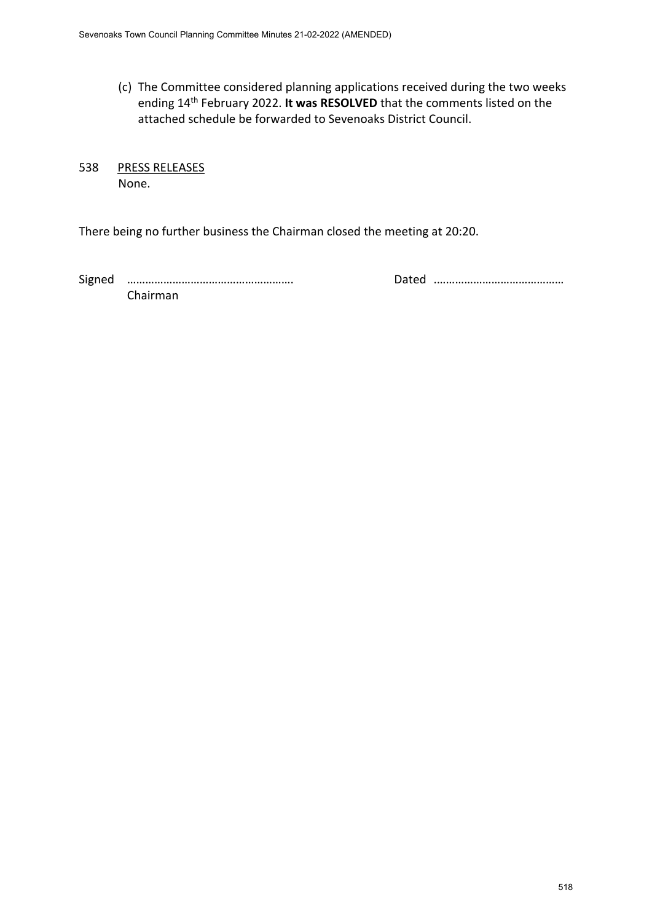(c) The Committee considered planning applications received during the two weeks ending 14th February 2022. **It was RESOLVED** that the comments listed on the attached schedule be forwarded to Sevenoaks District Council.

538 PRESS RELEASES

None.

There being no further business the Chairman closed the meeting at 20:20.

Signed ………………………………………………. Dated ……………………………………

Chairman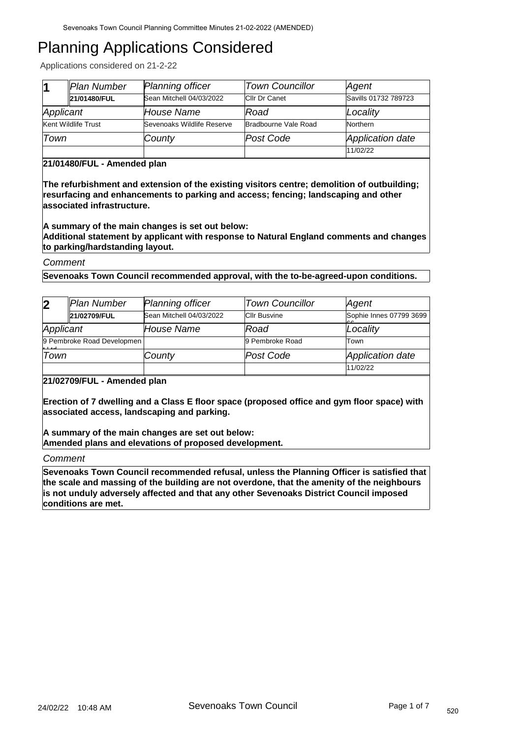# Planning Applications Considered

Applications considered on 21-2-22

| 1 | Plan Number | Planning officer | Town Councillor | Agent |
|---|---|---|---|---|
| | **21/01480/FUL** | Sean Mitchell 04/03/2022 | Cllr Dr Canet | Savills 01732 789723 |
| Applicant | | House Name | Road | Locality |
| Kent Wildlife Trust | | Sevenoaks Wildlife Reserve | Bradbourne Vale Road | Northern |
| Town | | County | Post Code | Application date |
| | | | | 11/02/22 |

**21/01480/FUL - Amended plan**

**The refurbishment and extension of the existing visitors centre; demolition of outbuilding; resurfacing and enhancements to parking and access; fencing; landscaping and other associated infrastructure.**

**A summary of the main changes is set out below:**
**Additional statement by applicant with response to Natural England comments and changes to parking/hardstanding layout.**

*Comment*

**Sevenoaks Town Council recommended approval, with the to-be-agreed-upon conditions.**

| 2 | Plan Number | Planning officer | Town Councillor | Agent |
|---|---|---|---|---|
| | **21/02709/FUL** | Sean Mitchell 04/03/2022 | Cllr Busvine | Sophie Innes 07799 3699 66 |
| Applicant | | House Name | Road | Locality |
| 9 Pembroke Road Development Ltd | | | 9 Pembroke Road | Town |
| Town | | County | Post Code | Application date |
| | | | | 11/02/22 |

**21/02709/FUL - Amended plan**

**Erection of 7 dwelling and a Class E floor space (proposed office and gym floor space) with associated access, landscaping and parking.**

**A summary of the main changes are set out below:**
**Amended plans and elevations of proposed development.**

*Comment*

**Sevenoaks Town Council recommended refusal, unless the Planning Officer is satisfied that the scale and massing of the building are not overdone, that the amenity of the neighbours is not unduly adversely affected and that any other Sevenoaks District Council imposed conditions are met.**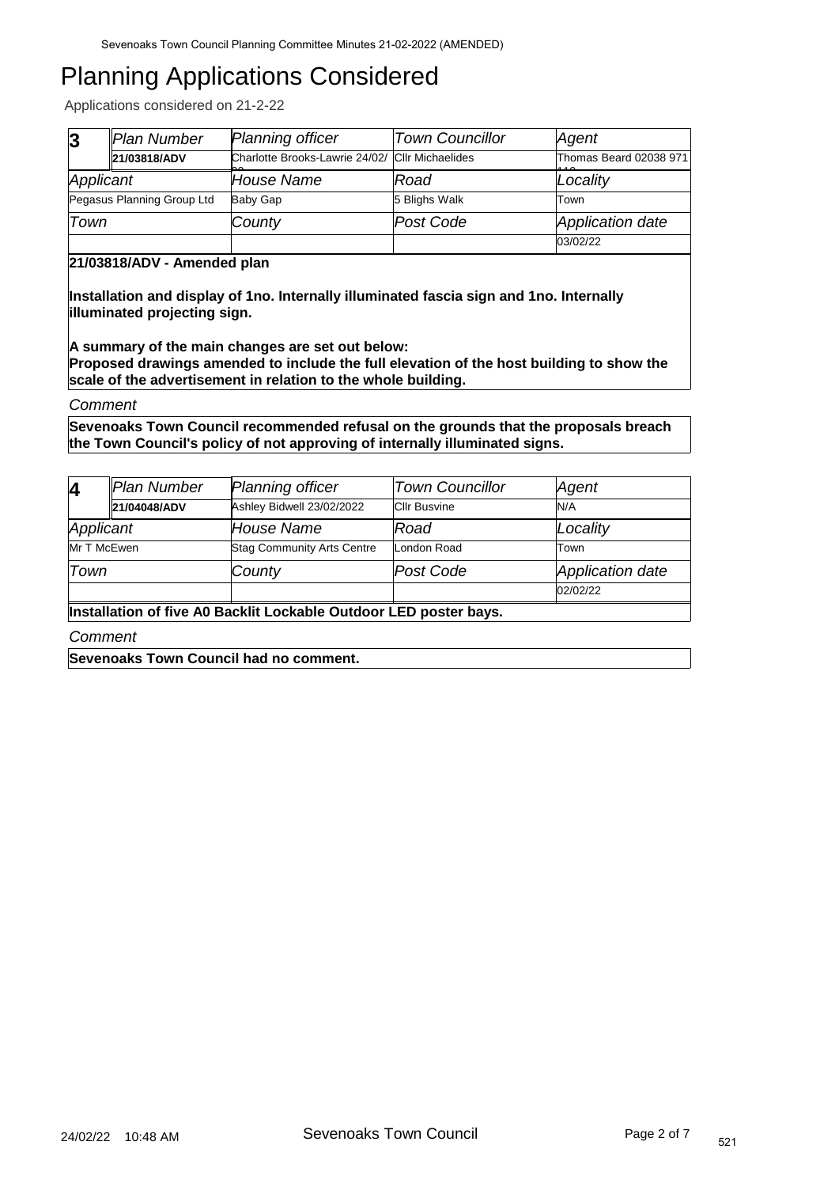# Planning Applications Considered

Applications considered on 21-2-22

| 3 | Plan Number | Planning officer | Town Councillor | Agent |
|---|---|---|---|---|
| | 21/03818/ADV | Charlotte Brooks-Lawrie 24/02/22 | Cllr Michaelides | Thomas Beard 02038 971 110 |
| Applicant | | House Name | Road | Locality |
| Pegasus Planning Group Ltd | | Baby Gap | 5 Blighs Walk | Town |
| Town | | County | Post Code | Application date |
| | | | | 03/02/22 |

**21/03818/ADV - Amended plan**

**Installation and display of 1no. Internally illuminated fascia sign and 1no. Internally illuminated projecting sign.**

**A summary of the main changes are set out below:**
**Proposed drawings amended to include the full elevation of the host building to show the scale of the advertisement in relation to the whole building.**

*Comment*

**Sevenoaks Town Council recommended refusal on the grounds that the proposals breach the Town Council's policy of not approving of internally illuminated signs.**

| 4 | Plan Number | Planning officer | Town Councillor | Agent |
|---|---|---|---|---|
| | 21/04048/ADV | Ashley Bidwell 23/02/2022 | Cllr Busvine | N/A |
| Applicant | | House Name | Road | Locality |
| Mr T McEwen | | Stag Community Arts Centre | London Road | Town |
| Town | | County | Post Code | Application date |
| | | | | 02/02/22 |

**Installation of five A0 Backlit Lockable Outdoor LED poster bays.**

*Comment*

**Sevenoaks Town Council had no comment.**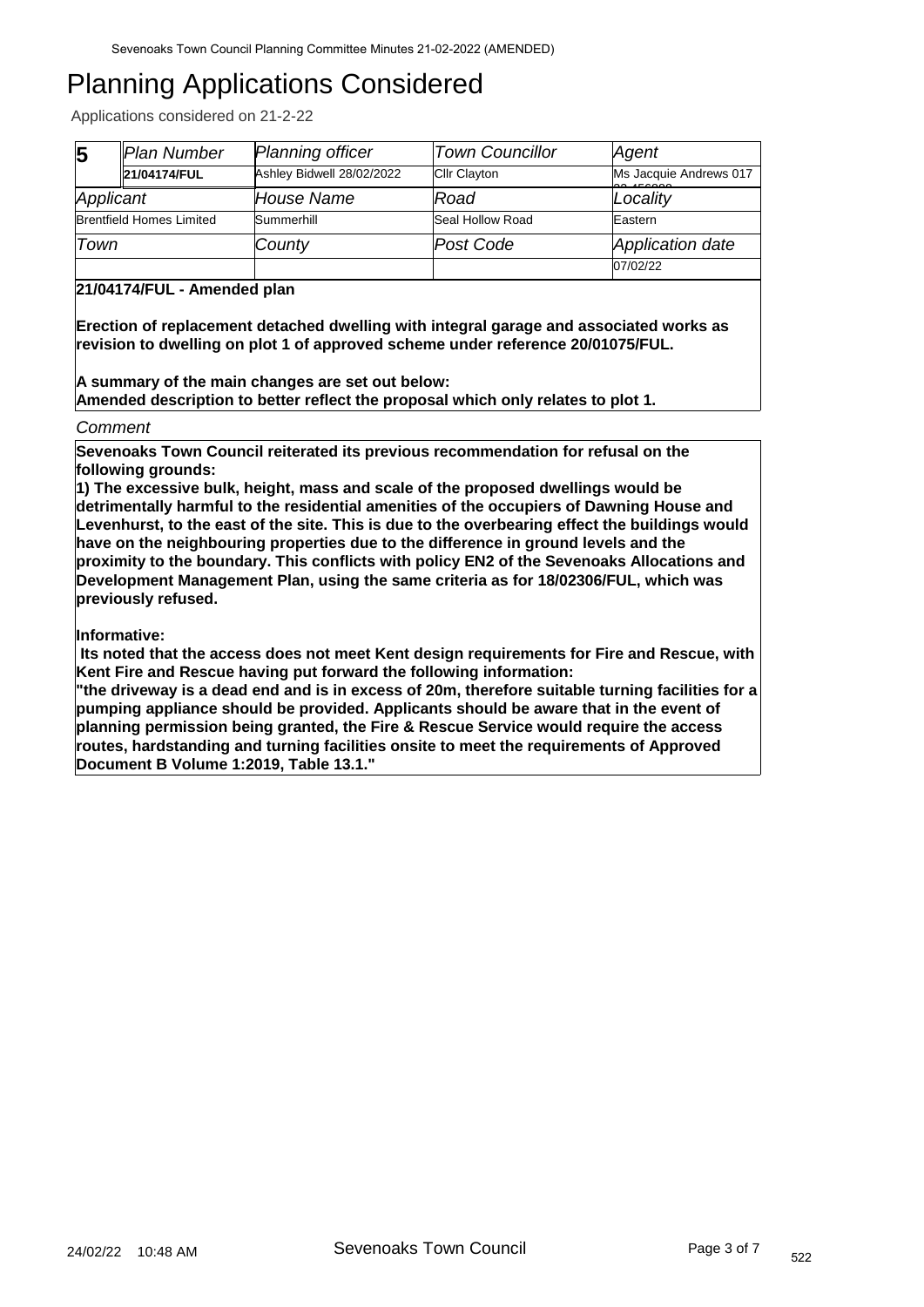# Planning Applications Considered

Applications considered on 21-2-22

| 5 | *Plan Number* | *Planning officer* | *Town Councillor* | *Agent* |
|---|---|---|---|---|
| | **21/04174/FUL** | Ashley Bidwell 28/02/2022 | Cllr Clayton | Ms Jacquie Andrews 017 |
| *Applicant* | | *House Name* | *Road* | *Locality* |
| Brentfield Homes Limited | | Summerhill | Seal Hollow Road | Eastern |
| *Town* | | *County* | *Post Code* | *Application date* |
| | | | | 07/02/22 |

**21/04174/FUL - Amended plan**

**Erection of replacement detached dwelling with integral garage and associated works as revision to dwelling on plot 1 of approved scheme under reference 20/01075/FUL.**

**A summary of the main changes are set out below:**
**Amended description to better reflect the proposal which only relates to plot 1.**

*Comment*

**Sevenoaks Town Council reiterated its previous recommendation for refusal on the following grounds:**
**1) The excessive bulk, height, mass and scale of the proposed dwellings would be detrimentally harmful to the residential amenities of the occupiers of Dawning House and Levenhurst, to the east of the site. This is due to the overbearing effect the buildings would have on the neighbouring properties due to the difference in ground levels and the proximity to the boundary. This conflicts with policy EN2 of the Sevenoaks Allocations and Development Management Plan, using the same criteria as for 18/02306/FUL, which was previously refused.**

**Informative:**
**Its noted that the access does not meet Kent design requirements for Fire and Rescue, with Kent Fire and Rescue having put forward the following information:**
**"the driveway is a dead end and is in excess of 20m, therefore suitable turning facilities for a pumping appliance should be provided. Applicants should be aware that in the event of planning permission being granted, the Fire & Rescue Service would require the access routes, hardstanding and turning facilities onsite to meet the requirements of Approved Document B Volume 1:2019, Table 13.1."**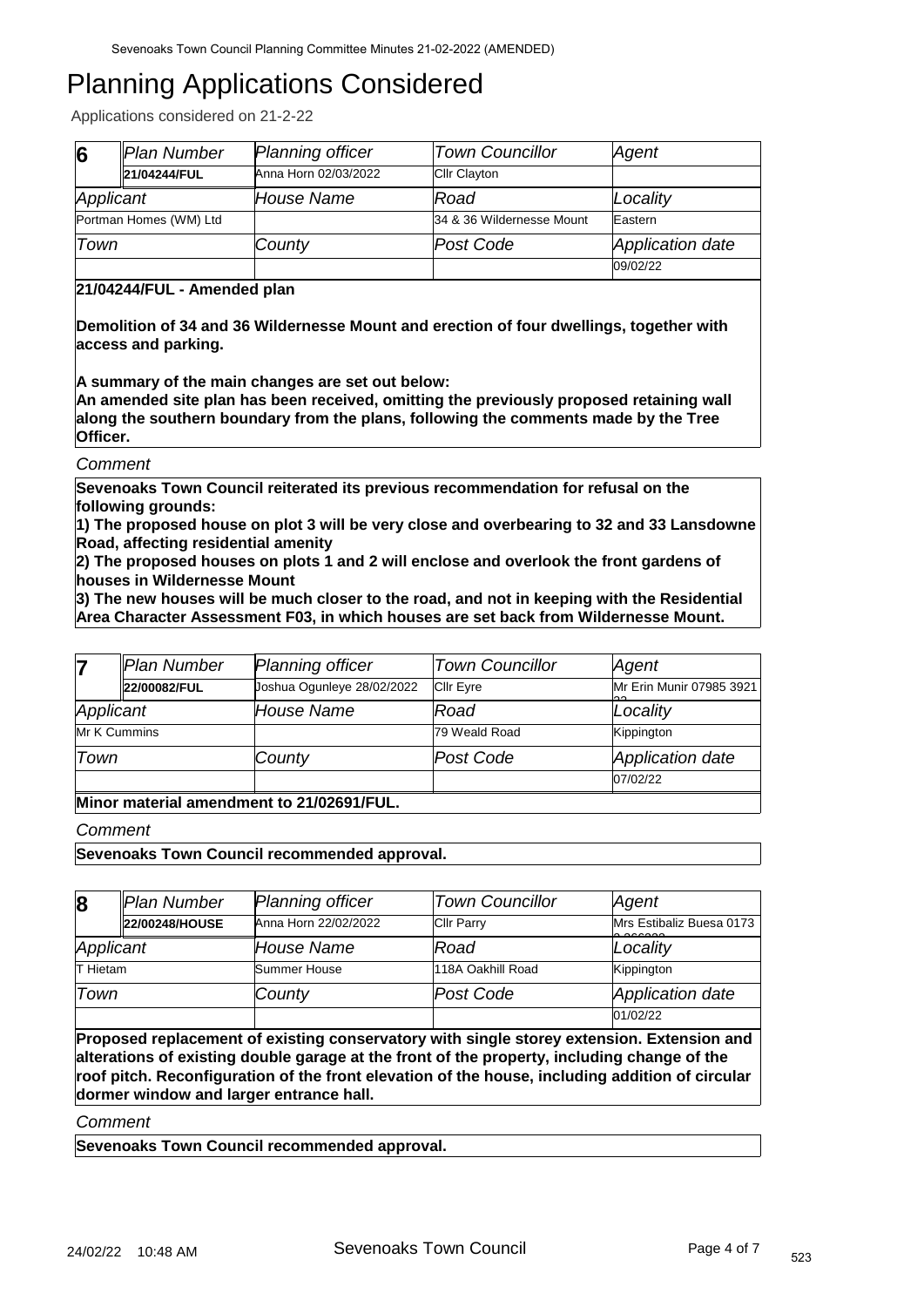# Planning Applications Considered

Applications considered on 21-2-22

| 6 | *Plan Number* | *Planning officer* | *Town Councillor* | *Agent* |
|---|---|---|---|---|
| | **21/04244/FUL** | Anna Horn 02/03/2022 | Cllr Clayton | |
| *Applicant* | | *House Name* | *Road* | *Locality* |
| Portman Homes (WM) Ltd | | | 34 & 36 Wildernesse Mount | Eastern |
| *Town* | | *County* | *Post Code* | *Application date* |
| | | | | 09/02/22 |

**21/04244/FUL - Amended plan**

**Demolition of 34 and 36 Wildernesse Mount and erection of four dwellings, together with access and parking.**

**A summary of the main changes are set out below:**
**An amended site plan has been received, omitting the previously proposed retaining wall along the southern boundary from the plans, following the comments made by the Tree Officer.**

*Comment*

**Sevenoaks Town Council reiterated its previous recommendation for refusal on the following grounds:**
**1) The proposed house on plot 3 will be very close and overbearing to 32 and 33 Lansdowne Road, affecting residential amenity**
**2) The proposed houses on plots 1 and 2 will enclose and overlook the front gardens of houses in Wildernesse Mount**
**3) The new houses will be much closer to the road, and not in keeping with the Residential Area Character Assessment F03, in which houses are set back from Wildernesse Mount.**

| 7 | *Plan Number* | *Planning officer* | *Town Councillor* | *Agent* |
|---|---|---|---|---|
| | **22/00082/FUL** | Joshua Ogunleye 28/02/2022 | Cllr Eyre | Mr Erin Munir 07985 3921 |
| *Applicant* | | *House Name* | *Road* | *Locality* |
| Mr K Cummins | | | 79 Weald Road | Kippington |
| *Town* | | *County* | *Post Code* | *Application date* |
| | | | | 07/02/22 |

**Minor material amendment to 21/02691/FUL.**

*Comment*

**Sevenoaks Town Council recommended approval.**

| 8 | *Plan Number* | *Planning officer* | *Town Councillor* | *Agent* |
|---|---|---|---|---|
| | **22/00248/HOUSE** | Anna Horn 22/02/2022 | Cllr Parry | Mrs Estibaliz Buesa 0173 |
| *Applicant* | | *House Name* | *Road* | *Locality* |
| T Hietam | | Summer House | 118A Oakhill Road | Kippington |
| *Town* | | *County* | *Post Code* | *Application date* |
| | | | | 01/02/22 |

**Proposed replacement of existing conservatory with single storey extension. Extension and alterations of existing double garage at the front of the property, including change of the roof pitch. Reconfiguration of the front elevation of the house, including addition of circular dormer window and larger entrance hall.**

*Comment*

**Sevenoaks Town Council recommended approval.**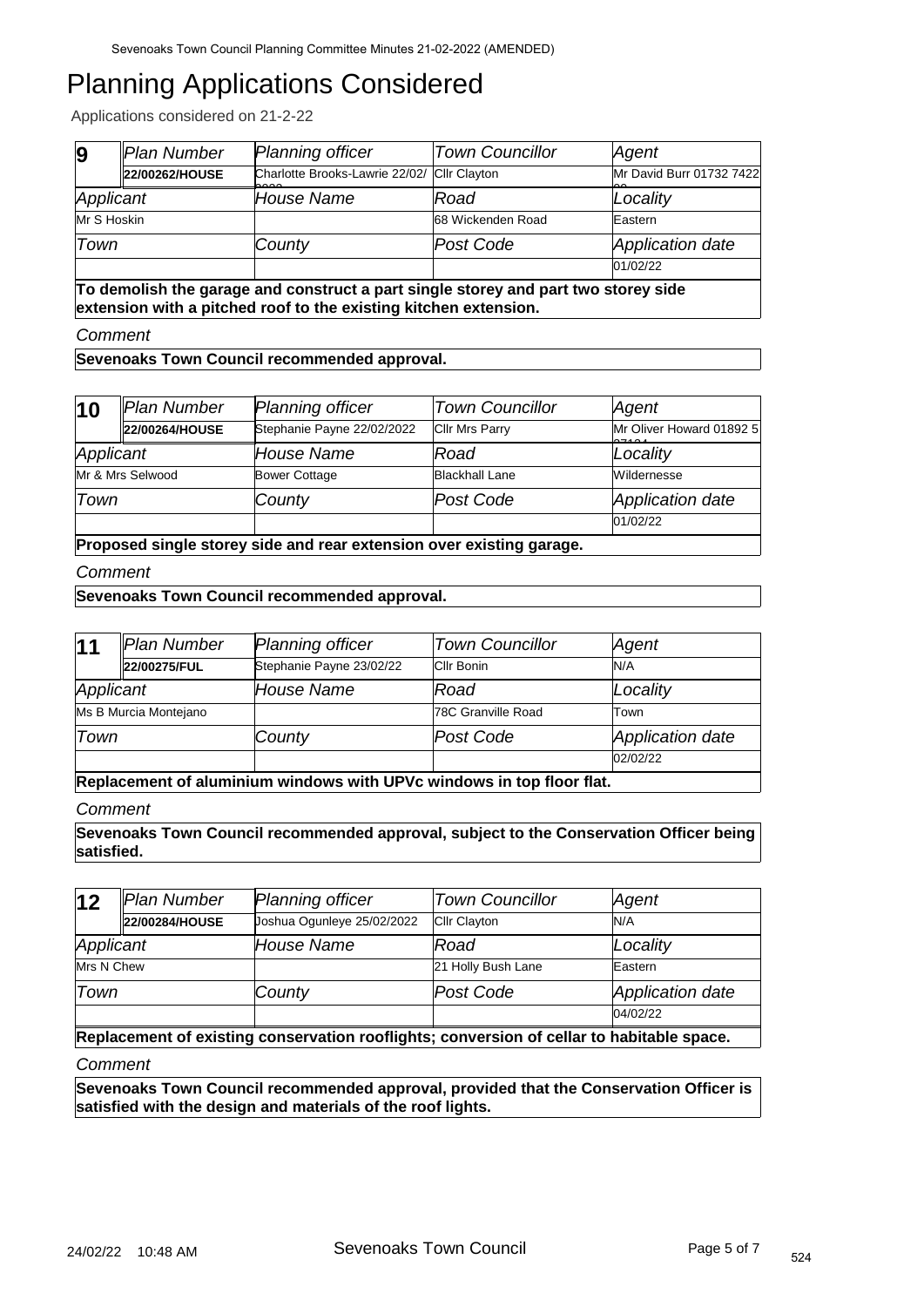# Planning Applications Considered

Applications considered on 21-2-22

| 9 | Plan Number | Planning officer | Town Councillor | Agent |
|---|---|---|---|---|
| | 22/00262/HOUSE | Charlotte Brooks-Lawrie 22/02/2022 | Cllr Clayton | Mr David Burr 01732 742200 |
| Applicant | | House Name | Road | Locality |
| Mr S Hoskin | | | 68 Wickenden Road | Eastern |
| Town | | County | Post Code | Application date |
| | | | | 01/02/22 |

**To demolish the garage and construct a part single storey and part two storey side extension with a pitched roof to the existing kitchen extension.**

*Comment*

**Sevenoaks Town Council recommended approval.**

| 10 | Plan Number | Planning officer | Town Councillor | Agent |
|---|---|---|---|---|
| | 22/00264/HOUSE | Stephanie Payne 22/02/2022 | Cllr Mrs Parry | Mr Oliver Howard 01892 527194 |
| Applicant | | House Name | Road | Locality |
| Mr & Mrs Selwood | | Bower Cottage | Blackhall Lane | Wildernesse |
| Town | | County | Post Code | Application date |
| | | | | 01/02/22 |

**Proposed single storey side and rear extension over existing garage.**

*Comment*

**Sevenoaks Town Council recommended approval.**

| 11 | Plan Number | Planning officer | Town Councillor | Agent |
|---|---|---|---|---|
| | 22/00275/FUL | Stephanie Payne 23/02/22 | Cllr Bonin | N/A |
| Applicant | | House Name | Road | Locality |
| Ms B Murcia Montejano | | | 78C Granville Road | Town |
| Town | | County | Post Code | Application date |
| | | | | 02/02/22 |

**Replacement of aluminium windows with UPVc windows in top floor flat.**

*Comment*

**Sevenoaks Town Council recommended approval, subject to the Conservation Officer being satisfied.**

| 12 | Plan Number | Planning officer | Town Councillor | Agent |
|---|---|---|---|---|
| | 22/00284/HOUSE | Joshua Ogunleye 25/02/2022 | Cllr Clayton | N/A |
| Applicant | | House Name | Road | Locality |
| Mrs N Chew | | | 21 Holly Bush Lane | Eastern |
| Town | | County | Post Code | Application date |
| | | | | 04/02/22 |

**Replacement of existing conservation rooflights; conversion of cellar to habitable space.**

*Comment*

**Sevenoaks Town Council recommended approval, provided that the Conservation Officer is satisfied with the design and materials of the roof lights.**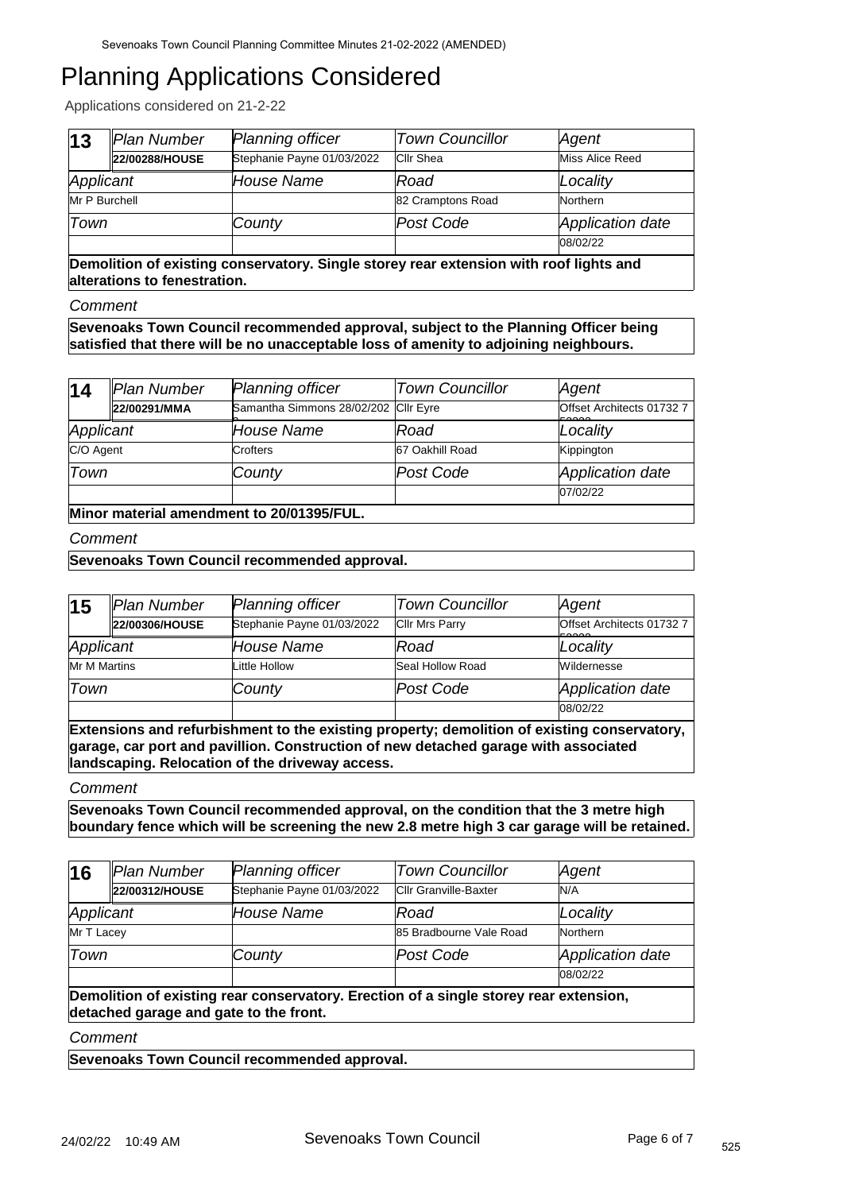# Planning Applications Considered

Applications considered on 21-2-22

| 13 | *Plan Number* | *Planning officer* | *Town Councillor* | *Agent* |
|---|---|---|---|---|
| | **22/00288/HOUSE** | Stephanie Payne 01/03/2022 | Cllr Shea | Miss Alice Reed |
| *Applicant* | | *House Name* | *Road* | *Locality* |
| Mr P Burchell | | | 82 Cramptons Road | Northern |
| *Town* | | *County* | *Post Code* | *Application date* |
| | | | | 08/02/22 |

**Demolition of existing conservatory. Single storey rear extension with roof lights and alterations to fenestration.**

*Comment*

**Sevenoaks Town Council recommended approval, subject to the Planning Officer being satisfied that there will be no unacceptable loss of amenity to adjoining neighbours.**

| 14 | *Plan Number* | *Planning officer* | *Town Councillor* | *Agent* |
|---|---|---|---|---|
| | **22/00291/MMA** | Samantha Simmons 28/02/202 | Cllr Eyre | Offset Architects 01732 7 |
| *Applicant* | | *House Name* | *Road* | *Locality* |
| C/O Agent | | Crofters | 67 Oakhill Road | Kippington |
| *Town* | | *County* | *Post Code* | *Application date* |
| | | | | 07/02/22 |

**Minor material amendment to 20/01395/FUL.**

*Comment*

**Sevenoaks Town Council recommended approval.**

| 15 | *Plan Number* | *Planning officer* | *Town Councillor* | *Agent* |
|---|---|---|---|---|
| | **22/00306/HOUSE** | Stephanie Payne 01/03/2022 | Cllr Mrs Parry | Offset Architects 01732 7 |
| *Applicant* | | *House Name* | *Road* | *Locality* |
| Mr M Martins | | Little Hollow | Seal Hollow Road | Wildernesse |
| *Town* | | *County* | *Post Code* | *Application date* |
| | | | | 08/02/22 |

**Extensions and refurbishment to the existing property; demolition of existing conservatory, garage, car port and pavillion. Construction of new detached garage with associated landscaping. Relocation of the driveway access.**

*Comment*

**Sevenoaks Town Council recommended approval, on the condition that the 3 metre high boundary fence which will be screening the new 2.8 metre high 3 car garage will be retained.**

| 16 | *Plan Number* | *Planning officer* | *Town Councillor* | *Agent* |
|---|---|---|---|---|
| | **22/00312/HOUSE** | Stephanie Payne 01/03/2022 | Cllr Granville-Baxter | N/A |
| *Applicant* | | *House Name* | *Road* | *Locality* |
| Mr T Lacey | | | 85 Bradbourne Vale Road | Northern |
| *Town* | | *County* | *Post Code* | *Application date* |
| | | | | 08/02/22 |

**Demolition of existing rear conservatory. Erection of a single storey rear extension, detached garage and gate to the front.**

*Comment*

**Sevenoaks Town Council recommended approval.**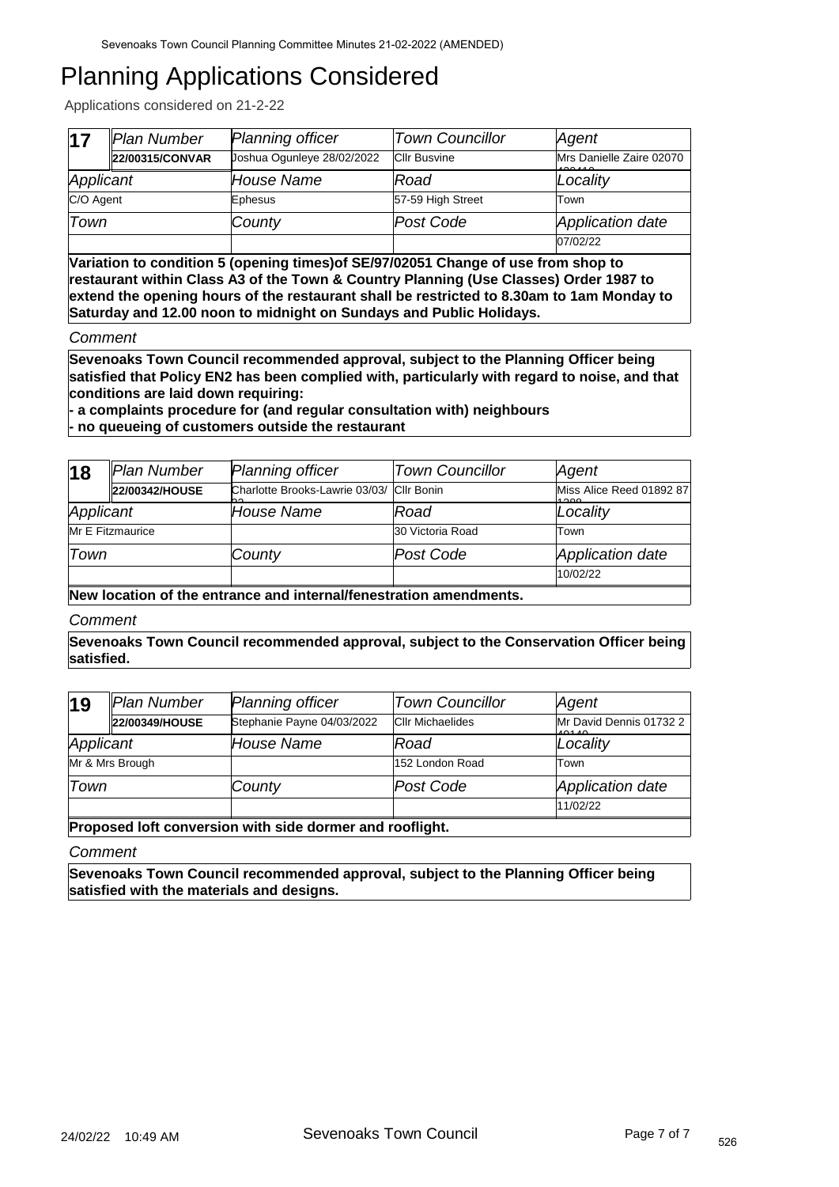# Planning Applications Considered

Applications considered on 21-2-22

| 17 | Plan Number | Planning officer | Town Councillor | Agent |
|---|---|---|---|---|
| | 22/00315/CONVAR | Joshua Ogunleye 28/02/2022 | Cllr Busvine | Mrs Danielle Zaire 02070 |
| Applicant | | House Name | Road | Locality |
| C/O Agent | | Ephesus | 57-59 High Street | Town |
| Town | | County | Post Code | Application date |
| | | | | 07/02/22 |

**Variation to condition 5 (opening times)of SE/97/02051 Change of use from shop to restaurant within Class A3 of the Town & Country Planning (Use Classes) Order 1987 to extend the opening hours of the restaurant shall be restricted to 8.30am to 1am Monday to Saturday and 12.00 noon to midnight on Sundays and Public Holidays.**

*Comment*

**Sevenoaks Town Council recommended approval, subject to the Planning Officer being satisfied that Policy EN2 has been complied with, particularly with regard to noise, and that conditions are laid down requiring:**
**- a complaints procedure for (and regular consultation with) neighbours**
**- no queueing of customers outside the restaurant**

| 18 | Plan Number | Planning officer | Town Councillor | Agent |
|---|---|---|---|---|
| | 22/00342/HOUSE | Charlotte Brooks-Lawrie 03/03/ | Cllr Bonin | Miss Alice Reed 01892 87 |
| Applicant | | House Name | Road | Locality |
| Mr E Fitzmaurice | | | 30 Victoria Road | Town |
| Town | | County | Post Code | Application date |
| | | | | 10/02/22 |

**New location of the entrance and internal/fenestration amendments.**

*Comment*

**Sevenoaks Town Council recommended approval, subject to the Conservation Officer being satisfied.**

| 19 | Plan Number | Planning officer | Town Councillor | Agent |
|---|---|---|---|---|
| | 22/00349/HOUSE | Stephanie Payne 04/03/2022 | Cllr Michaelides | Mr David Dennis 01732 2 |
| Applicant | | House Name | Road | Locality |
| Mr & Mrs Brough | | | 152 London Road | Town |
| Town | | County | Post Code | Application date |
| | | | | 11/02/22 |

**Proposed loft conversion with side dormer and rooflight.**

*Comment*

**Sevenoaks Town Council recommended approval, subject to the Planning Officer being satisfied with the materials and designs.**